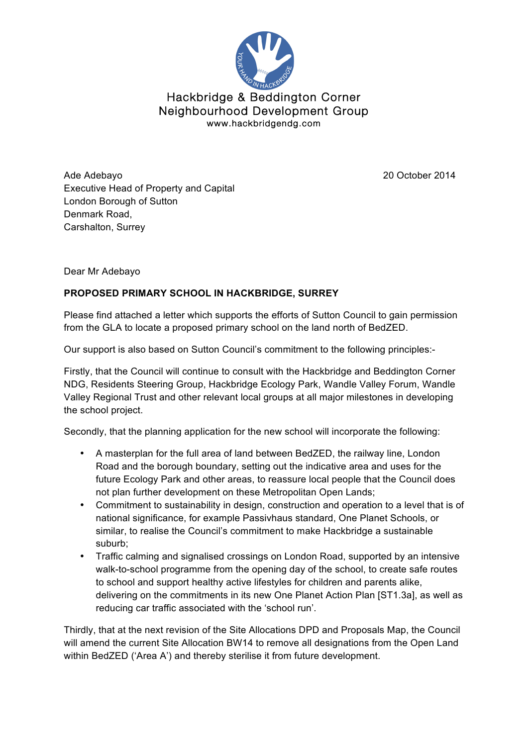Hackbridge & Beddington Corner
Neighbourhood Development Group
www.hackbridgendg.com

Ade Adebayo
Executive Head of Property and Capital
London Borough of Sutton
Denmark Road,
Carshalton, Surrey

20 October 2014

Dear Mr Adebayo

**PROPOSED PRIMARY SCHOOL IN HACKBRIDGE, SURREY**

Please find attached a letter which supports the efforts of Sutton Council to gain permission from the GLA to locate a proposed primary school on the land north of BedZED.

Our support is also based on Sutton Council's commitment to the following principles:-

Firstly, that the Council will continue to consult with the Hackbridge and Beddington Corner NDG, Residents Steering Group, Hackbridge Ecology Park, Wandle Valley Forum, Wandle Valley Regional Trust and other relevant local groups at all major milestones in developing the school project.

Secondly, that the planning application for the new school will incorporate the following:

- A masterplan for the full area of land between BedZED, the railway line, London Road and the borough boundary, setting out the indicative area and uses for the future Ecology Park and other areas, to reassure local people that the Council does not plan further development on these Metropolitan Open Lands;
- Commitment to sustainability in design, construction and operation to a level that is of national significance, for example Passivhaus standard, One Planet Schools, or similar, to realise the Council's commitment to make Hackbridge a sustainable suburb;
- Traffic calming and signalised crossings on London Road, supported by an intensive walk-to-school programme from the opening day of the school, to create safe routes to school and support healthy active lifestyles for children and parents alike, delivering on the commitments in its new One Planet Action Plan [ST1.3a], as well as reducing car traffic associated with the 'school run'.

Thirdly, that at the next revision of the Site Allocations DPD and Proposals Map, the Council will amend the current Site Allocation BW14 to remove all designations from the Open Land within BedZED ('Area A') and thereby sterilise it from future development.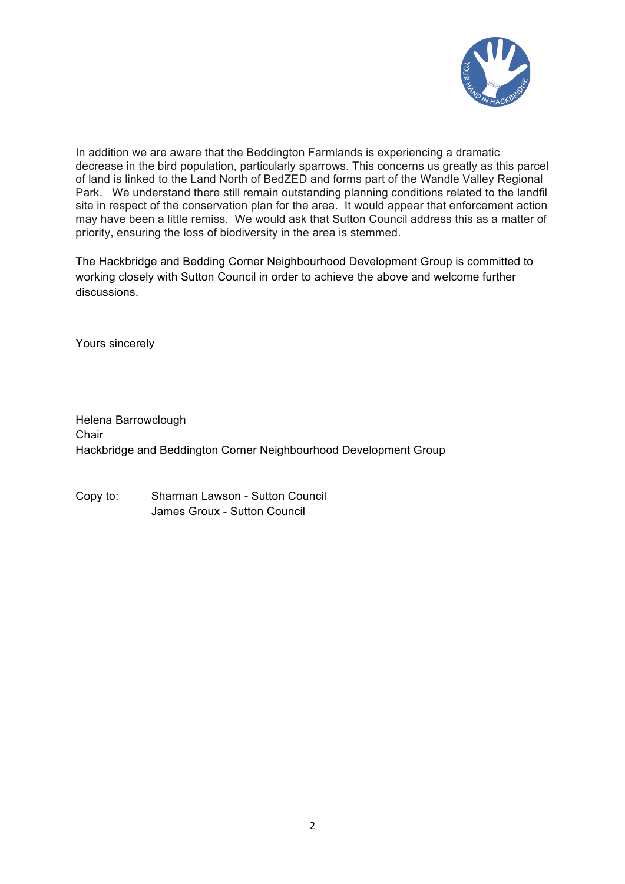In addition we are aware that the Beddington Farmlands is experiencing a dramatic decrease in the bird population, particularly sparrows. This concerns us greatly as this parcel of land is linked to the Land North of BedZED and forms part of the Wandle Valley Regional Park. We understand there still remain outstanding planning conditions related to the landfil site in respect of the conservation plan for the area. It would appear that enforcement action may have been a little remiss. We would ask that Sutton Council address this as a matter of priority, ensuring the loss of biodiversity in the area is stemmed.

The Hackbridge and Bedding Corner Neighbourhood Development Group is committed to working closely with Sutton Council in order to achieve the above and welcome further discussions.

Yours sincerely

Helena Barrowclough
Chair
Hackbridge and Beddington Corner Neighbourhood Development Group

Copy to: Sharman Lawson - Sutton Council
James Groux - Sutton Council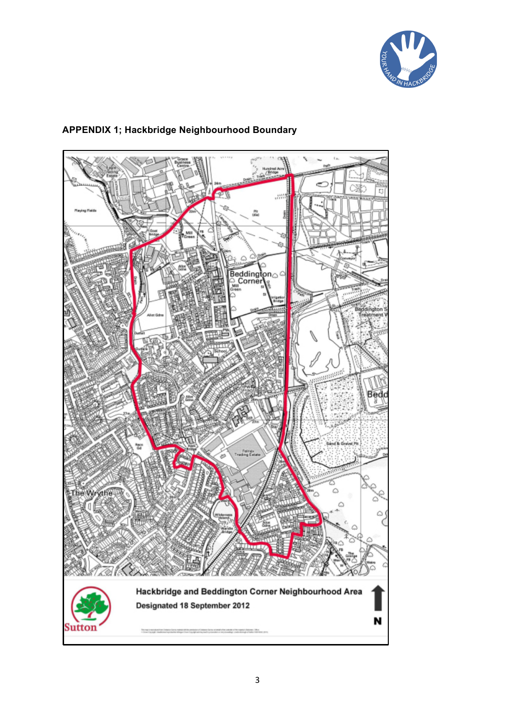## APPENDIX 1; Hackbridge Neighbourhood Boundary

Hackbridge and Beddington Corner Neighbourhood Area

Designated 18 September 2012

N